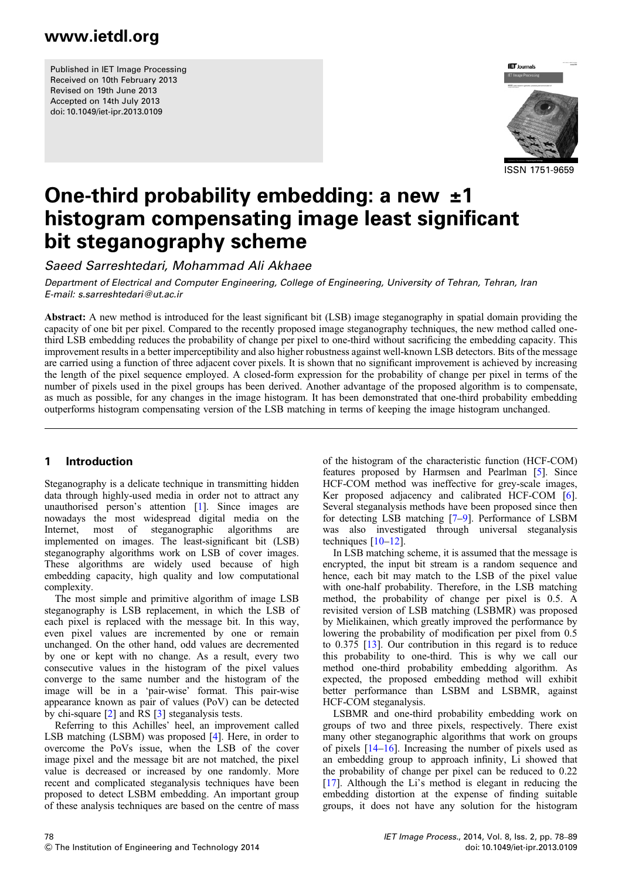Published in IET Image Processing
Received on 10th February 2013
Revised on 19th June 2013
Accepted on 14th July 2013
doi: 10.1049/iet-ipr.2013.0109

ISSN 1751-9659

# One-third probability embedding: a new ±1 histogram compensating image least significant bit steganography scheme

*Saeed Sarreshtedari, Mohammad Ali Akhaee*

*Department of Electrical and Computer Engineering, College of Engineering, University of Tehran, Tehran, Iran*
*E-mail: s.sarreshtedari@ut.ac.ir*

**Abstract:** A new method is introduced for the least significant bit (LSB) image steganography in spatial domain providing the capacity of one bit per pixel. Compared to the recently proposed image steganography techniques, the new method called one-third LSB embedding reduces the probability of change per pixel to one-third without sacrificing the embedding capacity. This improvement results in a better imperceptibility and also higher robustness against well-known LSB detectors. Bits of the message are carried using a function of three adjacent cover pixels. It is shown that no significant improvement is achieved by increasing the length of the pixel sequence employed. A closed-form expression for the probability of change per pixel in terms of the number of pixels used in the pixel groups has been derived. Another advantage of the proposed algorithm is to compensate, as much as possible, for any changes in the image histogram. It has been demonstrated that one-third probability embedding outperforms histogram compensating version of the LSB matching in terms of keeping the image histogram unchanged.

## 1 Introduction

Steganography is a delicate technique in transmitting hidden data through highly-used media in order not to attract any unauthorised person's attention [1]. Since images are nowadays the most widespread digital media on the Internet, most of steganographic algorithms are implemented on images. The least-significant bit (LSB) steganography algorithms work on LSB of cover images. These algorithms are widely used because of high embedding capacity, high quality and low computational complexity.

The most simple and primitive algorithm of image LSB steganography is LSB replacement, in which the LSB of each pixel is replaced with the message bit. In this way, even pixel values are incremented by one or remain unchanged. On the other hand, odd values are decremented by one or kept with no change. As a result, every two consecutive values in the histogram of the pixel values converge to the same number and the histogram of the image will be in a 'pair-wise' format. This pair-wise appearance known as pair of values (PoV) can be detected by chi-square [2] and RS [3] steganalysis tests.

Referring to this Achilles' heel, an improvement called LSB matching (LSBM) was proposed [4]. Here, in order to overcome the PoVs issue, when the LSB of the cover image pixel and the message bit are not matched, the pixel value is decreased or increased by one randomly. More recent and complicated steganalysis techniques have been proposed to detect LSBM embedding. An important group of these analysis techniques are based on the centre of mass of the histogram of the characteristic function (HCF-COM) features proposed by Harmsen and Pearlman [5]. Since HCF-COM method was ineffective for grey-scale images, Ker proposed adjacency and calibrated HCF-COM [6]. Several steganalysis methods have been proposed since then for detecting LSB matching [7–9]. Performance of LSBM was also investigated through universal steganalysis techniques [10–12].

In LSB matching scheme, it is assumed that the message is encrypted, the input bit stream is a random sequence and hence, each bit may match to the LSB of the pixel value with one-half probability. Therefore, in the LSB matching method, the probability of change per pixel is 0.5. A revisited version of LSB matching (LSBMR) was proposed by Mielikainen, which greatly improved the performance by lowering the probability of modification per pixel from 0.5 to 0.375 [13]. Our contribution in this regard is to reduce this probability to one-third. This is why we call our method one-third probability embedding algorithm. As expected, the proposed embedding method will exhibit better performance than LSBM and LSBMR, against HCF-COM steganalysis.

LSBMR and one-third probability embedding work on groups of two and three pixels, respectively. There exist many other steganographic algorithms that work on groups of pixels [14–16]. Increasing the number of pixels used as an embedding group to approach infinity, Li showed that the probability of change per pixel can be reduced to 0.22 [17]. Although the Li's method is elegant in reducing the embedding distortion at the expense of finding suitable groups, it does not have any solution for the histogram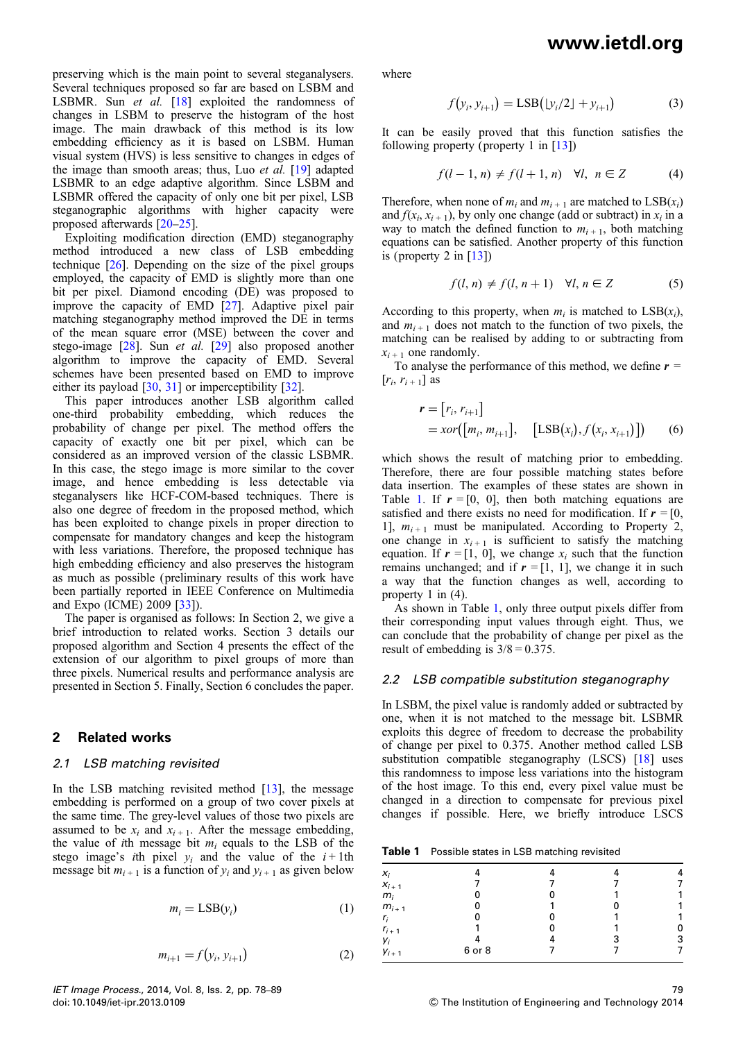preserving which is the main point to several steganalysers. Several techniques proposed so far are based on LSBM and LSBMR. Sun *et al.* [18] exploited the randomness of changes in LSBM to preserve the histogram of the host image. The main drawback of this method is its low embedding efficiency as it is based on LSBM. Human visual system (HVS) is less sensitive to changes in edges of the image than smooth areas; thus, Luo *et al.* [19] adapted LSBMR to an edge adaptive algorithm. Since LSBM and LSBMR offered the capacity of only one bit per pixel, LSB steganographic algorithms with higher capacity were proposed afterwards [20–25].

Exploiting modification direction (EMD) steganography method introduced a new class of LSB embedding technique [26]. Depending on the size of the pixel groups employed, the capacity of EMD is slightly more than one bit per pixel. Diamond encoding (DE) was proposed to improve the capacity of EMD [27]. Adaptive pixel pair matching steganography method improved the DE in terms of the mean square error (MSE) between the cover and stego-image [28]. Sun *et al.* [29] also proposed another algorithm to improve the capacity of EMD. Several schemes have been presented based on EMD to improve either its payload [30, 31] or imperceptibility [32].

This paper introduces another LSB algorithm called one-third probability embedding, which reduces the probability of change per pixel. The method offers the capacity of exactly one bit per pixel, which can be considered as an improved version of the classic LSBMR. In this case, the stego image is more similar to the cover image, and hence embedding is less detectable via steganalysers like HCF-COM-based techniques. There is also one degree of freedom in the proposed method, which has been exploited to change pixels in proper direction to compensate for mandatory changes and keep the histogram with less variations. Therefore, the proposed technique has high embedding efficiency and also preserves the histogram as much as possible (preliminary results of this work have been partially reported in IEEE Conference on Multimedia and Expo (ICME) 2009 [33]).

The paper is organised as follows: In Section 2, we give a brief introduction to related works. Section 3 details our proposed algorithm and Section 4 presents the effect of the extension of our algorithm to pixel groups of more than three pixels. Numerical results and performance analysis are presented in Section 5. Finally, Section 6 concludes the paper.

## 2 Related works

### 2.1 LSB matching revisited

In the LSB matching revisited method [13], the message embedding is performed on a group of two cover pixels at the same time. The grey-level values of those two pixels are assumed to be $x_i$ and $x_{i+1}$. After the message embedding, the value of *i*th message bit $m_i$ equals to the LSB of the stego image's *i*th pixel $y_i$ and the value of the $i+1$th message bit $m_{i+1}$ is a function of $y_i$ and $y_{i+1}$ as given below

$$m_i = \mathrm{LSB}(y_i) \tag{1}$$

$$m_{i+1} = f(y_i, y_{i+1}) \tag{2}$$

where

$$f(y_i, y_{i+1}) = \mathrm{LSB}(\lfloor y_i/2 \rfloor + y_{i+1}) \tag{3}$$

It can be easily proved that this function satisfies the following property (property 1 in [13])

$$f(l-1, n) \neq f(l+1, n) \quad \forall l, \; n \in Z \tag{4}$$

Therefore, when none of $m_i$ and $m_{i+1}$ are matched to $\mathrm{LSB}(x_i)$ and $f(x_i, x_{i+1})$, by only one change (add or subtract) in $x_i$ in a way to match the defined function to $m_{i+1}$, both matching equations can be satisfied. Another property of this function is (property 2 in [13])

$$f(l, n) \neq f(l, n+1) \quad \forall l, n \in Z \tag{5}$$

According to this property, when $m_i$ is matched to $\mathrm{LSB}(x_i)$, and $m_{i+1}$ does not match to the function of two pixels, the matching can be realised by adding to or subtracting from $x_{i+1}$ one randomly.

To analyse the performance of this method, we define $\boldsymbol{r} = [r_i, r_{i+1}]$ as

$$\begin{aligned} \boldsymbol{r} &= [r_i, r_{i+1}] \\ &= xor([m_i, m_{i+1}], \quad [\mathrm{LSB}(x_i), f(x_i, x_{i+1})]) \end{aligned} \tag{6}$$

which shows the result of matching prior to embedding. Therefore, there are four possible matching states before data insertion. The examples of these states are shown in Table 1. If $\boldsymbol{r} = [0, 0]$, then both matching equations are satisfied and there exists no need for modification. If $\boldsymbol{r} = [0, 1]$, $m_{i+1}$ must be manipulated. According to Property 2, one change in $x_{i+1}$ is sufficient to satisfy the matching equation. If $\boldsymbol{r} = [1, 0]$, we change $x_i$ such that the function remains unchanged; and if $\boldsymbol{r} = [1, 1]$, we change it in such a way that the function changes as well, according to property 1 in (4).

As shown in Table 1, only three output pixels differ from their corresponding input values through eight. Thus, we can conclude that the probability of change per pixel as the result of embedding is $3/8 = 0.375$.

### 2.2 LSB compatible substitution steganography

In LSBM, the pixel value is randomly added or subtracted by one, when it is not matched to the message bit. LSBMR exploits this degree of freedom to decrease the probability of change per pixel to 0.375. Another method called LSB substitution compatible steganography (LSCS) [18] uses this randomness to impose less variations into the histogram of the host image. To this end, every pixel value must be changed in a direction to compensate for previous pixel changes if possible. Here, we briefly introduce LSCS

**Table 1** Possible states in LSB matching revisited

| | | | | |
|---|---|---|---|---|
| $x_i$ | 4 | 4 | 4 | 4 |
| $x_{i+1}$ | 7 | 7 | 7 | 7 |
| $m_i$ | 0 | 0 | 1 | 1 |
| $m_{i+1}$ | 0 | 1 | 0 | 1 |
| $r_i$ | 0 | 0 | 1 | 1 |
| $r_{i+1}$ | 1 | 0 | 1 | 0 |
| $y_i$ | 4 | 4 | 3 | 3 |
| $y_{i+1}$ | 6 or 8 | 7 | 7 | 7 |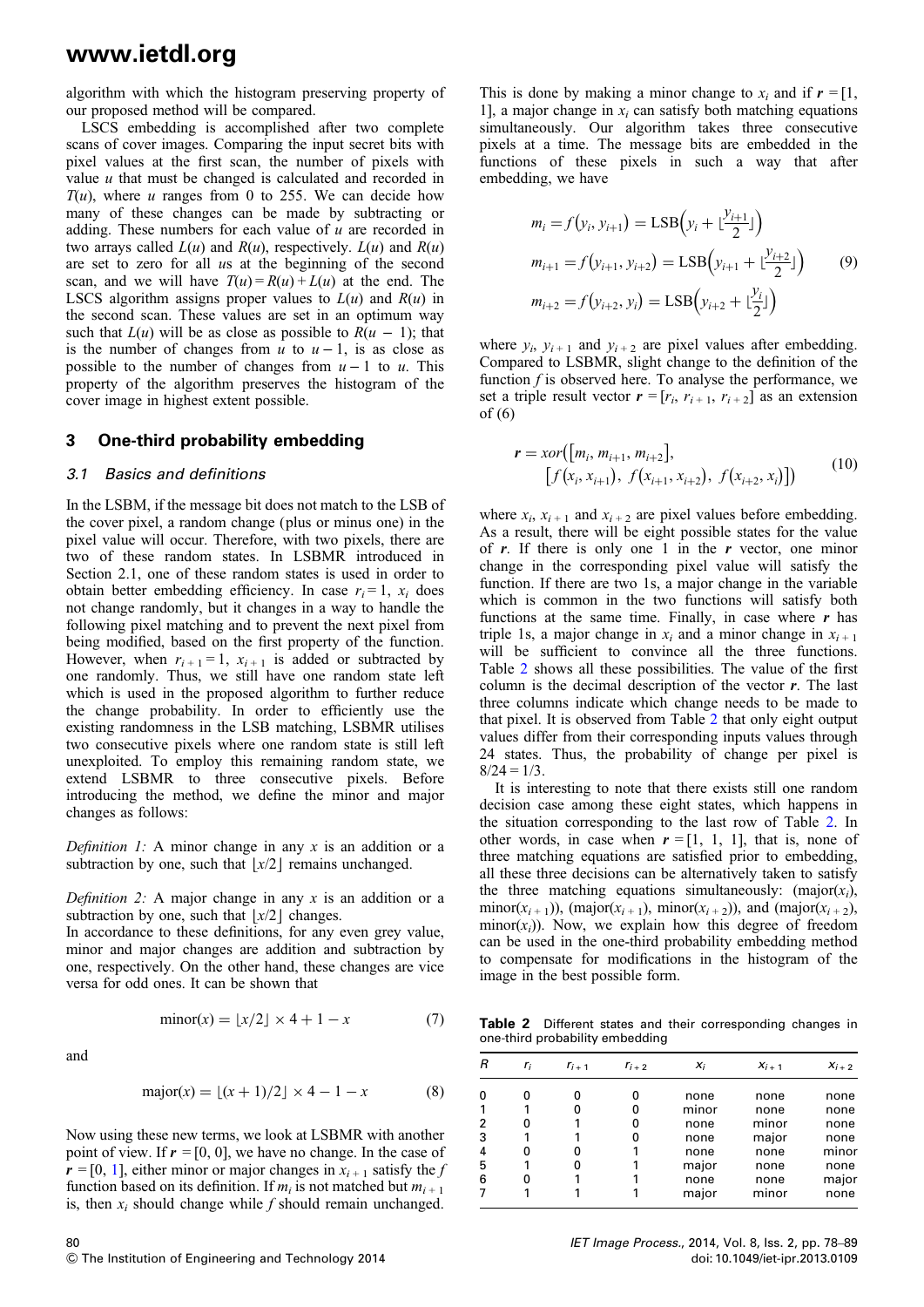algorithm with which the histogram preserving property of our proposed method will be compared.

LSCS embedding is accomplished after two complete scans of cover images. Comparing the input secret bits with pixel values at the first scan, the number of pixels with value $u$ that must be changed is calculated and recorded in $T(u)$, where $u$ ranges from 0 to 255. We can decide how many of these changes can be made by subtracting or adding. These numbers for each value of $u$ are recorded in two arrays called $L(u)$ and $R(u)$, respectively. $L(u)$ and $R(u)$ are set to zero for all $u$s at the beginning of the second scan, and we will have $T(u) = R(u) + L(u)$ at the end. The LSCS algorithm assigns proper values to $L(u)$ and $R(u)$ in the second scan. These values are set in an optimum way such that $L(u)$ will be as close as possible to $R(u - 1)$; that is the number of changes from $u$ to $u - 1$, is as close as possible to the number of changes from $u - 1$ to $u$. This property of the algorithm preserves the histogram of the cover image in highest extent possible.

## 3 One-third probability embedding

### 3.1 Basics and definitions

In the LSBM, if the message bit does not match to the LSB of the cover pixel, a random change (plus or minus one) in the pixel value will occur. Therefore, with two pixels, there are two of these random states. In LSBMR introduced in Section 2.1, one of these random states is used in order to obtain better embedding efficiency. In case $r_i = 1$, $x_i$ does not change randomly, but it changes in a way to handle the following pixel matching and to prevent the next pixel from being modified, based on the first property of the function. However, when $r_{i+1} = 1$, $x_{i+1}$ is added or subtracted by one randomly. Thus, we still have one random state left which is used in the proposed algorithm to further reduce the change probability. In order to efficiently use the existing randomness in the LSB matching, LSBMR utilises two consecutive pixels where one random state is still left unexploited. To employ this remaining random state, we extend LSBMR to three consecutive pixels. Before introducing the method, we define the minor and major changes as follows:

*Definition 1:* A minor change in any $x$ is an addition or a subtraction by one, such that $\lfloor x/2 \rfloor$ remains unchanged.

*Definition 2:* A major change in any $x$ is an addition or a subtraction by one, such that $\lfloor x/2 \rfloor$ changes.

In accordance to these definitions, for any even grey value, minor and major changes are addition and subtraction by one, respectively. On the other hand, these changes are vice versa for odd ones. It can be shown that

$$\text{minor}(x) = \lfloor x/2 \rfloor \times 4 + 1 - x \tag{7}$$

and

$$\text{major}(x) = \lfloor (x+1)/2 \rfloor \times 4 - 1 - x \tag{8}$$

Now using these new terms, we look at LSBMR with another point of view. If $\boldsymbol{r} = [0, 0]$, we have no change. In the case of $\boldsymbol{r} = [0, 1]$, either minor or major changes in $x_{i+1}$ satisfy the $f$ function based on its definition. If $m_i$ is not matched but $m_{i+1}$ is, then $x_i$ should change while $f$ should remain unchanged. This is done by making a minor change to $x_i$ and if $\boldsymbol{r} = [1, 1]$, a major change in $x_i$ can satisfy both matching equations simultaneously. Our algorithm takes three consecutive pixels at a time. The message bits are embedded in the functions of these pixels in such a way that after embedding, we have

$$\begin{aligned} m_i &= f(y_i, y_{i+1}) = \text{LSB}\left(y_i + \lfloor \tfrac{y_{i+1}}{2} \rfloor\right) \\ m_{i+1} &= f(y_{i+1}, y_{i+2}) = \text{LSB}\left(y_{i+1} + \lfloor \tfrac{y_{i+2}}{2} \rfloor\right) \\ m_{i+2} &= f(y_{i+2}, y_i) = \text{LSB}\left(y_{i+2} + \lfloor \tfrac{y_i}{2} \rfloor\right) \end{aligned} \tag{9}$$

where $y_i$, $y_{i+1}$ and $y_{i+2}$ are pixel values after embedding. Compared to LSBMR, slight change to the definition of the function $f$ is observed here. To analyse the performance, we set a triple result vector $\boldsymbol{r} = [r_i, r_{i+1}, r_{i+2}]$ as an extension of (6)

$$\boldsymbol{r} = xor\left([m_i, m_{i+1}, m_{i+2}], \left[f(x_i, x_{i+1}),\ f(x_{i+1}, x_{i+2}),\ f(x_{i+2}, x_i)\right]\right) \tag{10}$$

where $x_i$, $x_{i+1}$ and $x_{i+2}$ are pixel values before embedding. As a result, there will be eight possible states for the value of $\boldsymbol{r}$. If there is only one 1 in the $\boldsymbol{r}$ vector, one minor change in the corresponding pixel value will satisfy the function. If there are two 1s, a major change in the variable which is common in the two functions will satisfy both functions at the same time. Finally, in case where $\boldsymbol{r}$ has triple 1s, a major change in $x_i$ and a minor change in $x_{i+1}$ will be sufficient to convince all the three functions. Table 2 shows all these possibilities. The value of the first column is the decimal description of the vector $\boldsymbol{r}$. The last three columns indicate which change needs to be made to that pixel. It is observed from Table 2 that only eight output values differ from their corresponding inputs values through 24 states. Thus, the probability of change per pixel is $8/24 = 1/3$.

It is interesting to note that there exists still one random decision case among these eight states, which happens in the situation corresponding to the last row of Table 2. In other words, in case when $\boldsymbol{r} = [1, 1, 1]$, that is, none of three matching equations are satisfied prior to embedding, all these three decisions can be alternatively taken to satisfy the three matching equations simultaneously: (major($x_i$), minor($x_{i+1}$)), (major($x_{i+1}$), minor($x_{i+2}$)), and (major($x_{i+2}$), minor($x_i$)). Now, we explain how this degree of freedom can be used in the one-third probability embedding method to compensate for modifications in the histogram of the image in the best possible form.

**Table 2** Different states and their corresponding changes in one-third probability embedding

| R | $r_i$ | $r_{i+1}$ | $r_{i+2}$ | $x_i$ | $x_{i+1}$ | $x_{i+2}$ |
|---|---|---|---|---|---|---|
| 0 | 0 | 0 | 0 | none | none | none |
| 1 | 1 | 0 | 0 | minor | none | none |
| 2 | 0 | 1 | 0 | none | minor | none |
| 3 | 1 | 1 | 0 | none | major | none |
| 4 | 0 | 0 | 1 | none | none | minor |
| 5 | 1 | 0 | 1 | major | none | none |
| 6 | 0 | 1 | 1 | none | none | major |
| 7 | 1 | 1 | 1 | major | minor | none |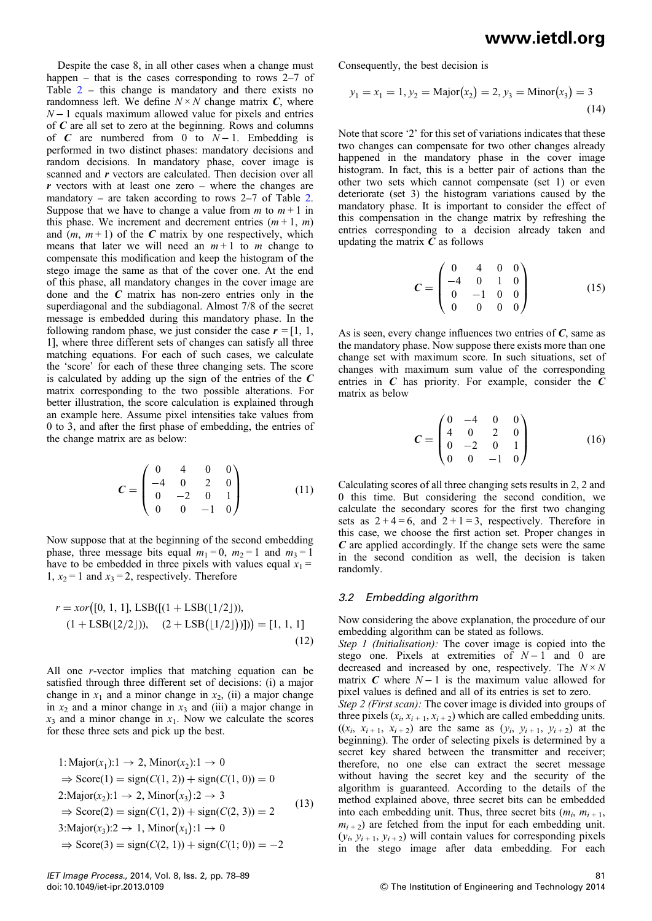Despite the case 8, in all other cases when a change must happen – that is the cases corresponding to rows 2–7 of Table 2 – this change is mandatory and there exists no randomness left. We define $N \times N$ change matrix $\boldsymbol{C}$, where $N-1$ equals maximum allowed value for pixels and entries of $\boldsymbol{C}$ are all set to zero at the beginning. Rows and columns of $\boldsymbol{C}$ are numbered from 0 to $N-1$. Embedding is performed in two distinct phases: mandatory decisions and random decisions. In mandatory phase, cover image is scanned and $\boldsymbol{r}$ vectors are calculated. Then decision over all $\boldsymbol{r}$ vectors with at least one zero – where the changes are mandatory – are taken according to rows 2–7 of Table 2. Suppose that we have to change a value from $m$ to $m+1$ in this phase. We increment and decrement entries $(m+1, m)$ and $(m, m+1)$ of the $\boldsymbol{C}$ matrix by one respectively, which means that later we will need an $m+1$ to $m$ change to compensate this modification and keep the histogram of the stego image the same as that of the cover one. At the end of this phase, all mandatory changes in the cover image are done and the $\boldsymbol{C}$ matrix has non-zero entries only in the superdiagonal and the subdiagonal. Almost 7/8 of the secret message is embedded during this mandatory phase. In the following random phase, we just consider the case $\boldsymbol{r} = [1, 1, 1]$, where three different sets of changes can satisfy all three matching equations. For each of such cases, we calculate the 'score' for each of these three changing sets. The score is calculated by adding up the sign of the entries of the $\boldsymbol{C}$ matrix corresponding to the two possible alterations. For better illustration, the score calculation is explained through an example here. Assume pixel intensities take values from 0 to 3, and after the first phase of embedding, the entries of the change matrix are as below:

$$\boldsymbol{C} = \begin{pmatrix} 0 & 4 & 0 & 0 \\ -4 & 0 & 2 & 0 \\ 0 & -2 & 0 & 1 \\ 0 & 0 & -1 & 0 \end{pmatrix} \tag{11}$$

Now suppose that at the beginning of the second embedding phase, three message bits equal $m_1 = 0$, $m_2 = 1$ and $m_3 = 1$ have to be embedded in three pixels with values equal $x_1 = 1$, $x_2 = 1$ and $x_3 = 2$, respectively. Therefore

$$\begin{aligned} r = xor\big([0, 1, 1], \mathrm{LSB}([(1 + \mathrm{LSB}(\lfloor 1/2 \rfloor)), \\ (1 + \mathrm{LSB}(\lfloor 2/2 \rfloor)), \quad (2 + \mathrm{LSB}(\lfloor 1/2 \rfloor))])\big) = [1, 1, 1] \end{aligned} \tag{12}$$

All one $r$-vector implies that matching equation can be satisfied through three different set of decisions: (i) a major change in $x_1$ and a minor change in $x_2$, (ii) a major change in $x_2$ and a minor change in $x_3$ and (iii) a major change in $x_3$ and a minor change in $x_1$. Now we calculate the scores for these three sets and pick up the best.

$$\begin{aligned} &1{:}\, \mathrm{Major}(x_1){:}1 \rightarrow 2,\ \mathrm{Minor}(x_2){:}1 \rightarrow 0 \\ &\Rightarrow \mathrm{Score}(1) = \mathrm{sign}(C(1, 2)) + \mathrm{sign}(C(1, 0)) = 0 \\ &2{:}\mathrm{Major}(x_2){:}1 \rightarrow 2,\ \mathrm{Minor}(x_3){:}2 \rightarrow 3 \\ &\Rightarrow \mathrm{Score}(2) = \mathrm{sign}(C(1, 2)) + \mathrm{sign}(C(2, 3)) = 2 \\ &3{:}\mathrm{Major}(x_3){:}2 \rightarrow 1,\ \mathrm{Minor}(x_1){:}1 \rightarrow 0 \\ &\Rightarrow \mathrm{Score}(3) = \mathrm{sign}(C(2, 1)) + \mathrm{sign}(C(1; 0)) = -2 \end{aligned} \tag{13}$$

Consequently, the best decision is

$$y_1 = x_1 = 1,\ y_2 = \mathrm{Major}(x_2) = 2,\ y_3 = \mathrm{Minor}(x_3) = 3 \tag{14}$$

Note that score '2' for this set of variations indicates that these two changes can compensate for two other changes already happened in the mandatory phase in the cover image histogram. In fact, this is a better pair of actions than the other two sets which cannot compensate (set 1) or even deteriorate (set 3) the histogram variations caused by the mandatory phase. It is important to consider the effect of this compensation in the change matrix by refreshing the entries corresponding to a decision already taken and updating the matrix $\boldsymbol{C}$ as follows

$$\boldsymbol{C} = \begin{pmatrix} 0 & 4 & 0 & 0 \\ -4 & 0 & 1 & 0 \\ 0 & -1 & 0 & 0 \\ 0 & 0 & 0 & 0 \end{pmatrix} \tag{15}$$

As is seen, every change influences two entries of $\boldsymbol{C}$, same as the mandatory phase. Now suppose there exists more than one change set with maximum score. In such situations, set of changes with maximum sum value of the corresponding entries in $\boldsymbol{C}$ has priority. For example, consider the $\boldsymbol{C}$ matrix as below

$$\boldsymbol{C} = \begin{pmatrix} 0 & -4 & 0 & 0 \\ 4 & 0 & 2 & 0 \\ 0 & -2 & 0 & 1 \\ 0 & 0 & -1 & 0 \end{pmatrix} \tag{16}$$

Calculating scores of all three changing sets results in 2, 2 and 0 this time. But considering the second condition, we calculate the secondary scores for the first two changing sets as $2 + 4 = 6$, and $2 + 1 = 3$, respectively. Therefore in this case, we choose the first action set. Proper changes in $\boldsymbol{C}$ are applied accordingly. If the change sets were the same in the second condition as well, the decision is taken randomly.

### 3.2 Embedding algorithm

Now considering the above explanation, the procedure of our embedding algorithm can be stated as follows.

*Step 1 (Initialisation):* The cover image is copied into the stego one. Pixels at extremities of $N-1$ and 0 are decreased and increased by one, respectively. The $N \times N$ matrix $\boldsymbol{C}$ where $N-1$ is the maximum value allowed for pixel values is defined and all of its entries is set to zero.

*Step 2 (First scan):* The cover image is divided into groups of three pixels $(x_i, x_{i+1}, x_{i+2})$ which are called embedding units. $((x_i, x_{i+1}, x_{i+2})$ are the same as $(y_i, y_{i+1}, y_{i+2})$ at the beginning). The order of selecting pixels is determined by a secret key shared between the transmitter and receiver; therefore, no one else can extract the secret message without having the secret key and the security of the algorithm is guaranteed. According to the details of the method explained above, three secret bits can be embedded into each embedding unit. Thus, three secret bits $(m_i, m_{i+1}, m_{i+2})$ are fetched from the input for each embedding unit. $(y_i, y_{i+1}, y_{i+2})$ will contain values for corresponding pixels in the stego image after data embedding. For each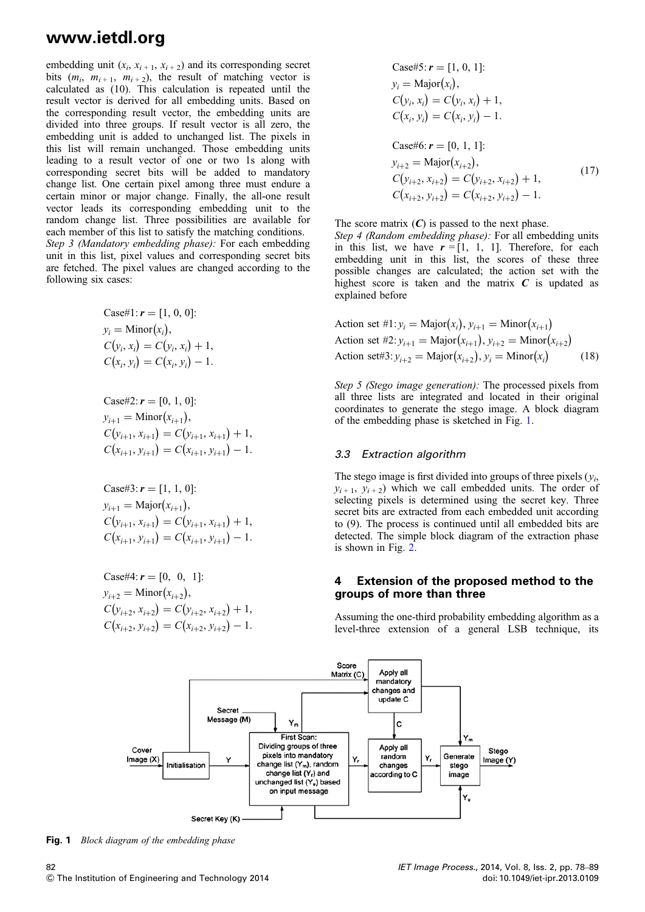embedding unit ($x_i$, $x_{i+1}$, $x_{i+2}$) and its corresponding secret bits ($m_i$, $m_{i+1}$, $m_{i+2}$), the result of matching vector is calculated as (10). This calculation is repeated until the result vector is derived for all embedding units. Based on the corresponding result vector, the embedding units are divided into three groups. If result vector is all zero, the embedding unit is added to unchanged list. The pixels in this list will remain unchanged. Those embedding units leading to a result vector of one or two 1s along with corresponding secret bits will be added to mandatory change list. One certain pixel among three must endure a certain minor or major change. Finally, the all-one result vector leads its corresponding embedding unit to the random change list. Three possibilities are available for each member of this list to satisfy the matching conditions.

*Step 3 (Mandatory embedding phase):* For each embedding unit in this list, pixel values and corresponding secret bits are fetched. The pixel values are changed according to the following six cases:

$$\begin{aligned}
&\text{Case\#1: } \boldsymbol{r} = [1, 0, 0]: \\
&y_i = \text{Minor}(x_i), \\
&C(y_i, x_i) = C(y_i, x_i) + 1, \\
&C(x_i, y_i) = C(x_i, y_i) - 1.
\end{aligned}$$

$$\begin{aligned}
&\text{Case\#2: } \boldsymbol{r} = [0, 1, 0]: \\
&y_{i+1} = \text{Minor}(x_{i+1}), \\
&C(y_{i+1}, x_{i+1}) = C(y_{i+1}, x_{i+1}) + 1, \\
&C(x_{i+1}, y_{i+1}) = C(x_{i+1}, y_{i+1}) - 1.
\end{aligned}$$

$$\begin{aligned}
&\text{Case\#3: } \boldsymbol{r} = [1, 1, 0]: \\
&y_{i+1} = \text{Major}(x_{i+1}), \\
&C(y_{i+1}, x_{i+1}) = C(y_{i+1}, x_{i+1}) + 1, \\
&C(x_{i+1}, y_{i+1}) = C(x_{i+1}, y_{i+1}) - 1.
\end{aligned}$$

$$\begin{aligned}
&\text{Case\#4: } \boldsymbol{r} = [0, 0, 1]: \\
&y_{i+2} = \text{Minor}(x_{i+2}), \\
&C(y_{i+2}, x_{i+2}) = C(y_{i+2}, x_{i+2}) + 1, \\
&C(x_{i+2}, y_{i+2}) = C(x_{i+2}, y_{i+2}) - 1.
\end{aligned}$$

$$\begin{aligned}
&\text{Case\#5: } \boldsymbol{r} = [1, 0, 1]: \\
&y_i = \text{Major}(x_i), \\
&C(y_i, x_i) = C(y_i, x_i) + 1, \\
&C(x_i, y_i) = C(x_i, y_i) - 1.
\end{aligned}$$

$$\begin{aligned}
&\text{Case\#6: } \boldsymbol{r} = [0, 1, 1]: \\
&y_{i+2} = \text{Major}(x_{i+2}), \\
&C(y_{i+2}, x_{i+2}) = C(y_{i+2}, x_{i+2}) + 1, \\
&C(x_{i+2}, y_{i+2}) = C(x_{i+2}, y_{i+2}) - 1.
\end{aligned} \tag{17}$$

The score matrix ($\boldsymbol{C}$) is passed to the next phase.

*Step 4 (Random embedding phase):* For all embedding units in this list, we have $\boldsymbol{r} = [1, 1, 1]$. Therefore, for each embedding unit in this list, the scores of these three possible changes are calculated; the action set with the highest score is taken and the matrix $\boldsymbol{C}$ is updated as explained before

$$\begin{aligned}
&\text{Action set \#1: } y_i = \text{Major}(x_i),\ y_{i+1} = \text{Minor}(x_{i+1}) \\
&\text{Action set \#2: } y_{i+1} = \text{Major}(x_{i+1}),\ y_{i+2} = \text{Minor}(x_{i+2}) \\
&\text{Action set\#3: } y_{i+2} = \text{Major}(x_{i+2}),\ y_i = \text{Minor}(x_i)
\end{aligned} \tag{18}$$

*Step 5 (Stego image generation):* The processed pixels from all three lists are integrated and located in their original coordinates to generate the stego image. A block diagram of the embedding phase is sketched in Fig. 1.

### 3.3 Extraction algorithm

The stego image is first divided into groups of three pixels ($y_i$, $y_{i+1}$, $y_{i+2}$) which we call embedded units. The order of selecting pixels is determined using the secret key. Three secret bits are extracted from each embedded unit according to (9). The process is continued until all embedded bits are detected. The simple block diagram of the extraction phase is shown in Fig. 2.

## 4 Extension of the proposed method to the groups of more than three

Assuming the one-third probability embedding algorithm as a level-three extension of a general LSB technique, its

**Fig. 1** *Block diagram of the embedding phase*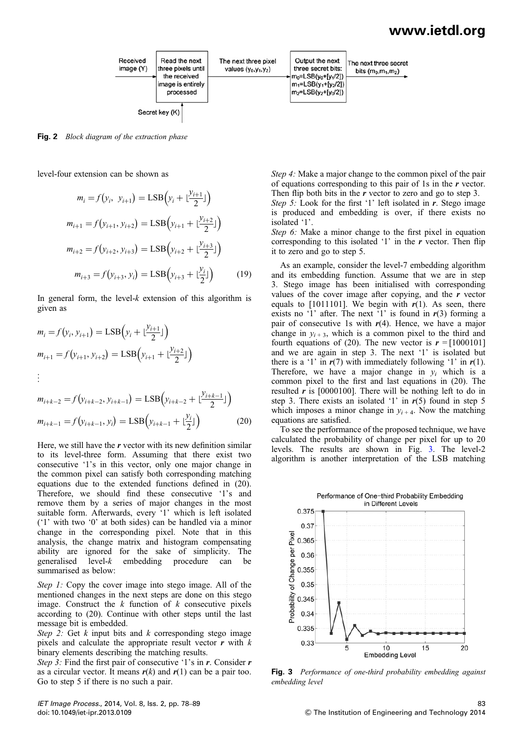Fig. 2 *Block diagram of the extraction phase*

level-four extension can be shown as

$$
\begin{aligned}
m_i &= f(y_i, y_{i+1}) = \mathrm{LSB}\left(y_i + \lfloor \frac{y_{i+1}}{2} \rfloor\right) \\
m_{i+1} &= f(y_{i+1}, y_{i+2}) = \mathrm{LSB}\left(y_{i+1} + \lfloor \frac{y_{i+2}}{2} \rfloor\right) \\
m_{i+2} &= f(y_{i+2}, y_{i+3}) = \mathrm{LSB}\left(y_{i+2} + \lfloor \frac{y_{i+3}}{2} \rfloor\right) \\
m_{i+3} &= f(y_{i+3}, y_i) = \mathrm{LSB}\left(y_{i+3} + \lfloor \frac{y_i}{2} \rfloor\right)
\end{aligned} \tag{19}
$$

In general form, the level-$k$ extension of this algorithm is given as

$$
\begin{aligned}
m_i &= f(y_i, y_{i+1}) = \mathrm{LSB}\left(y_i + \lfloor \frac{y_{i+1}}{2} \rfloor\right) \\
m_{i+1} &= f(y_{i+1}, y_{i+2}) = \mathrm{LSB}\left(y_{i+1} + \lfloor \frac{y_{i+2}}{2} \rfloor\right) \\
&\vdots \\
m_{i+k-2} &= f(y_{i+k-2}, y_{i+k-1}) = \mathrm{LSB}\left(y_{i+k-2} + \lfloor \frac{y_{i+k-1}}{2} \rfloor\right) \\
m_{i+k-1} &= f(y_{i+k-1}, y_i) = \mathrm{LSB}\left(y_{i+k-1} + \lfloor \frac{y_i}{2} \rfloor\right)
\end{aligned} \tag{20}
$$

Here, we still have the $\boldsymbol{r}$ vector with its new definition similar to its level-three form. Assuming that there exist two consecutive '1's in this vector, only one major change in the common pixel can satisfy both corresponding matching equations due to the extended functions defined in (20). Therefore, we should find these consecutive '1's and remove them by a series of major changes in the most suitable form. Afterwards, every '1' which is left isolated ('1' with two '0' at both sides) can be handled via a minor change in the corresponding pixel. Note that in this analysis, the change matrix and histogram compensating ability are ignored for the sake of simplicity. The generalised level-$k$ embedding procedure can be summarised as below:

*Step 1:* Copy the cover image into stego image. All of the mentioned changes in the next steps are done on this stego image. Construct the $k$ function of $k$ consecutive pixels according to (20). Continue with other steps until the last message bit is embedded.

*Step 2:* Get $k$ input bits and $k$ corresponding stego image pixels and calculate the appropriate result vector $\boldsymbol{r}$ with $k$ binary elements describing the matching results.

*Step 3:* Find the first pair of consecutive '1's in $\boldsymbol{r}$. Consider $\boldsymbol{r}$ as a circular vector. It means $\boldsymbol{r}(k)$ and $\boldsymbol{r}(1)$ can be a pair too. Go to step 5 if there is no such a pair.

*Step 4:* Make a major change to the common pixel of the pair of equations corresponding to this pair of 1s in the $\boldsymbol{r}$ vector. Then flip both bits in the $\boldsymbol{r}$ vector to zero and go to step 3.

*Step 5:* Look for the first '1' left isolated in $\boldsymbol{r}$. Stego image is produced and embedding is over, if there exists no isolated '1'.

*Step 6:* Make a minor change to the first pixel in equation corresponding to this isolated '1' in the $\boldsymbol{r}$ vector. Then flip it to zero and go to step 5.

As an example, consider the level-7 embedding algorithm and its embedding function. Assume that we are in step 3. Stego image has been initialised with corresponding values of the cover image after copying, and the $\boldsymbol{r}$ vector equals to [1011101]. We begin with $\boldsymbol{r}(1)$. As seen, there exists no '1' after. The next '1' is found in $\boldsymbol{r}(3)$ forming a pair of consecutive 1s with $\boldsymbol{r}(4)$. Hence, we have a major change in $y_{i+3}$, which is a common pixel to the third and fourth equations of (20). The new vector is $\boldsymbol{r}$ = [1000101] and we are again in step 3. The next '1' is isolated but there is a '1' in $\boldsymbol{r}(7)$ with immediately following '1' in $\boldsymbol{r}(1)$. Therefore, we have a major change in $y_i$ which is a common pixel to the first and last equations in (20). The resulted $\boldsymbol{r}$ is [0000100]. There will be nothing left to do in step 3. There exists an isolated '1' in $\boldsymbol{r}(5)$ found in step 5 which imposes a minor change in $y_{i+4}$. Now the matching equations are satisfied.

To see the performance of the proposed technique, we have calculated the probability of change per pixel for up to 20 levels. The results are shown in Fig. 3. The level-2 algorithm is another interpretation of the LSB matching

Fig. 3 *Performance of one-third probability embedding against embedding level*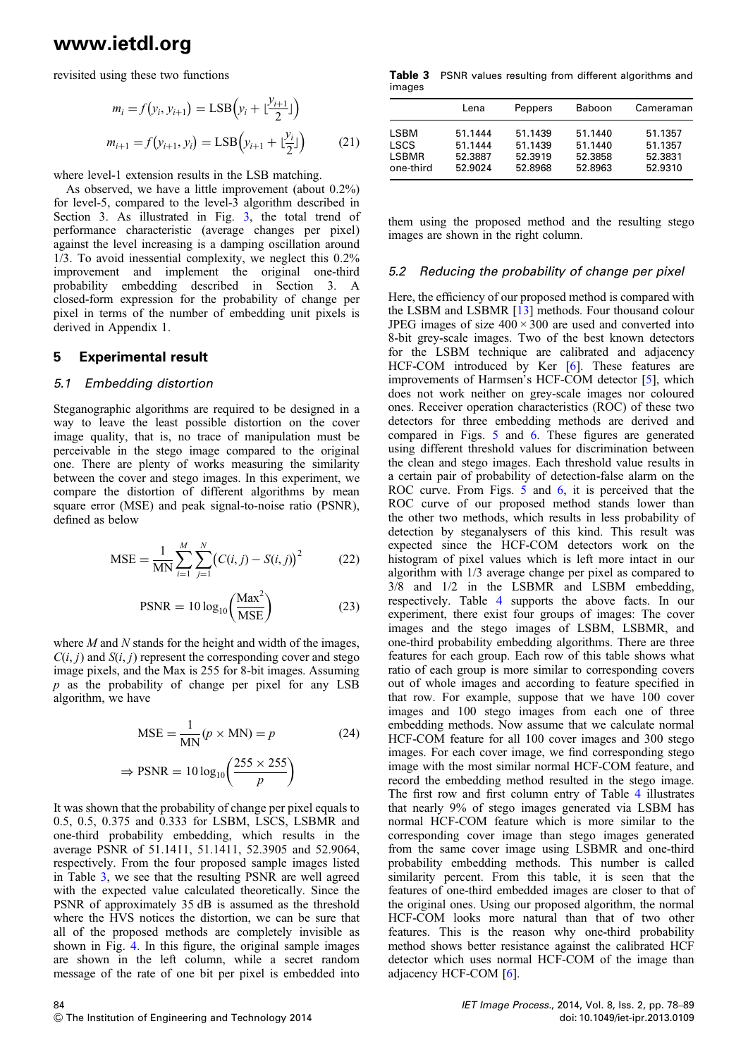revisited using these two functions

$$
\begin{aligned}
m_i &= f(y_i, y_{i+1}) = \text{LSB}\left(y_i + \lfloor\frac{y_{i+1}}{2}\rfloor\right) \\
m_{i+1} &= f(y_{i+1}, y_i) = \text{LSB}\left(y_{i+1} + \lfloor\frac{y_i}{2}\rfloor\right)
\end{aligned} \tag{21}
$$

where level-1 extension results in the LSB matching.

As observed, we have a little improvement (about 0.2%) for level-5, compared to the level-3 algorithm described in Section 3. As illustrated in Fig. 3, the total trend of performance characteristic (average changes per pixel) against the level increasing is a damping oscillation around 1/3. To avoid inessential complexity, we neglect this 0.2% improvement and implement the original one-third probability embedding described in Section 3. A closed-form expression for the probability of change per pixel in terms of the number of embedding unit pixels is derived in Appendix 1.

## 5 Experimental result

### 5.1 Embedding distortion

Steganographic algorithms are required to be designed in a way to leave the least possible distortion on the cover image quality, that is, no trace of manipulation must be perceivable in the stego image compared to the original one. There are plenty of works measuring the similarity between the cover and stego images. In this experiment, we compare the distortion of different algorithms by mean square error (MSE) and peak signal-to-noise ratio (PSNR), defined as below

$$
\text{MSE} = \frac{1}{\text{MN}} \sum_{i=1}^{M} \sum_{j=1}^{N} \left(C(i, j) - S(i, j)\right)^2 \tag{22}
$$

$$
\text{PSNR} = 10 \log_{10}\left(\frac{\text{Max}^2}{\text{MSE}}\right) \tag{23}
$$

where $M$ and $N$ stands for the height and width of the images, $C(i, j)$ and $S(i, j)$ represent the corresponding cover and stego image pixels, and the Max is 255 for 8-bit images. Assuming $p$ as the probability of change per pixel for any LSB algorithm, we have

$$
\text{MSE} = \frac{1}{\text{MN}}(p \times \text{MN}) = p \tag{24}
$$

$$
\Rightarrow \text{PSNR} = 10 \log_{10}\left(\frac{255 \times 255}{p}\right)
$$

It was shown that the probability of change per pixel equals to 0.5, 0.5, 0.375 and 0.333 for LSBM, LSCS, LSBMR and one-third probability embedding, which results in the average PSNR of 51.1411, 51.1411, 52.3905 and 52.9064, respectively. From the four proposed sample images listed in Table 3, we see that the resulting PSNR are well agreed with the expected value calculated theoretically. Since the PSNR of approximately 35 dB is assumed as the threshold where the HVS notices the distortion, we can be sure that all of the proposed methods are completely invisible as shown in Fig. 4. In this figure, the original sample images are shown in the left column, while a secret random message of the rate of one bit per pixel is embedded into them using the proposed method and the resulting stego images are shown in the right column.

**Table 3** PSNR values resulting from different algorithms and images

| | Lena | Peppers | Baboon | Cameraman |
|---|---|---|---|---|
| LSBM | 51.1444 | 51.1439 | 51.1440 | 51.1357 |
| LSCS | 51.1444 | 51.1439 | 51.1440 | 51.1357 |
| LSBMR | 52.3887 | 52.3919 | 52.3858 | 52.3831 |
| one-third | 52.9024 | 52.8968 | 52.8963 | 52.9310 |

### 5.2 Reducing the probability of change per pixel

Here, the efficiency of our proposed method is compared with the LSBM and LSBMR [13] methods. Four thousand colour JPEG images of size $400 \times 300$ are used and converted into 8-bit grey-scale images. Two of the best known detectors for the LSBM technique are calibrated and adjacency HCF-COM introduced by Ker [6]. These features are improvements of Harmsen's HCF-COM detector [5], which does not work neither on grey-scale images nor coloured ones. Receiver operation characteristics (ROC) of these two detectors for three embedding methods are derived and compared in Figs. 5 and 6. These figures are generated using different threshold values for discrimination between the clean and stego images. Each threshold value results in a certain pair of probability of detection-false alarm on the ROC curve. From Figs. 5 and 6, it is perceived that the ROC curve of our proposed method stands lower than the other two methods, which results in less probability of detection by steganalysers of this kind. This result was expected since the HCF-COM detectors work on the histogram of pixel values which is left more intact in our algorithm with 1/3 average change per pixel as compared to 3/8 and 1/2 in the LSBMR and LSBM embedding, respectively. Table 4 supports the above facts. In our experiment, there exist four groups of images: The cover images and the stego images of LSBM, LSBMR, and one-third probability embedding algorithms. There are three features for each group. Each row of this table shows what ratio of each group is more similar to corresponding covers out of whole images and according to feature specified in that row. For example, suppose that we have 100 cover images and 100 stego images from each one of three embedding methods. Now assume that we calculate normal HCF-COM feature for all 100 cover images and 300 stego images. For each cover image, we find corresponding stego image with the most similar normal HCF-COM feature, and record the embedding method resulted in the stego image. The first row and first column entry of Table 4 illustrates that nearly 9% of stego images generated via LSBM has normal HCF-COM feature which is more similar to the corresponding cover image than stego images generated from the same cover image using LSBMR and one-third probability embedding methods. This number is called similarity percent. From this table, it is seen that the features of one-third embedded images are closer to that of the original ones. Using our proposed algorithm, the normal HCF-COM looks more natural than that of two other features. This is the reason why one-third probability method shows better resistance against the calibrated HCF detector which uses normal HCF-COM of the image than adjacency HCF-COM [6].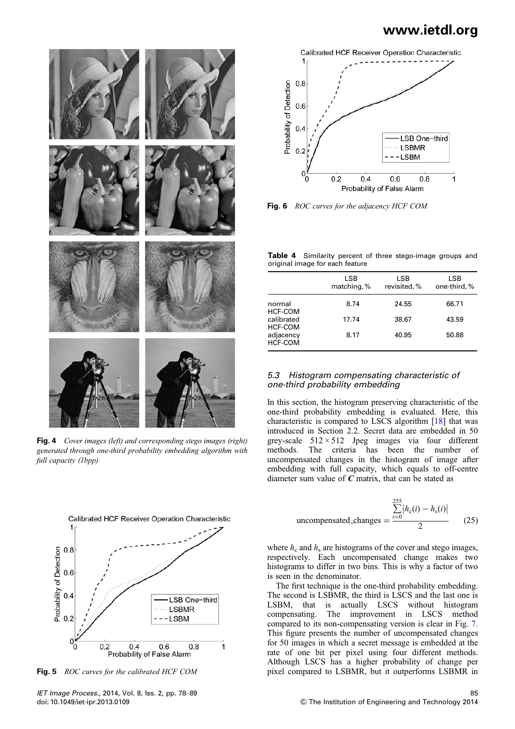**Fig. 4** *Cover images (left) and corresponding stego images (right) generated through one-third probability embedding algorithm with full capacity (1bpp)*

**Fig. 5** *ROC curves for the calibrated HCF COM*

**Fig. 6** *ROC curves for the adjacency HCF COM*

**Table 4** Similarity percent of three stego-image groups and original image for each feature

| | LSB matching, % | LSB revisited, % | LSB one-third, % |
|---|---|---|---|
| normal HCF-COM | 8.74 | 24.55 | 66.71 |
| calibrated HCF-COM | 17.74 | 38.67 | 43.59 |
| adjacency HCF-COM | 8.17 | 40.95 | 50.88 |

### 5.3 Histogram compensating characteristic of one-third probability embedding

In this section, the histogram preserving characteristic of the one-third probability embedding is evaluated. Here, this characteristic is compared to LSCS algorithm [18] that was introduced in Section 2.2. Secret data are embedded in 50 grey-scale $512 \times 512$ Jpeg images via four different methods. The criteria has been the number of uncompensated changes in the histogram of image after embedding with full capacity, which equals to off-centre diameter sum value of $\boldsymbol{C}$ matrix, that can be stated as

$$\text{uncompensated\_changes} = \frac{\sum_{i=0}^{255} \left| h_c(i) - h_s(i) \right|}{2} \tag{25}$$

where $h_c$ and $h_s$ are histograms of the cover and stego images, respectively. Each uncompensated change makes two histograms to differ in two bins. This is why a factor of two is seen in the denominator.

The first technique is the one-third probability embedding. The second is LSBMR, the third is LSCS and the last one is LSBM, that is actually LSCS without histogram compensating. The improvement in LSCS method compared to its non-compensating version is clear in Fig. 7. This figure presents the number of uncompensated changes for 50 images in which a secret message is embedded at the rate of one bit per pixel using four different methods. Although LSCS has a higher probability of change per pixel compared to LSBMR, but it outperforms LSBMR in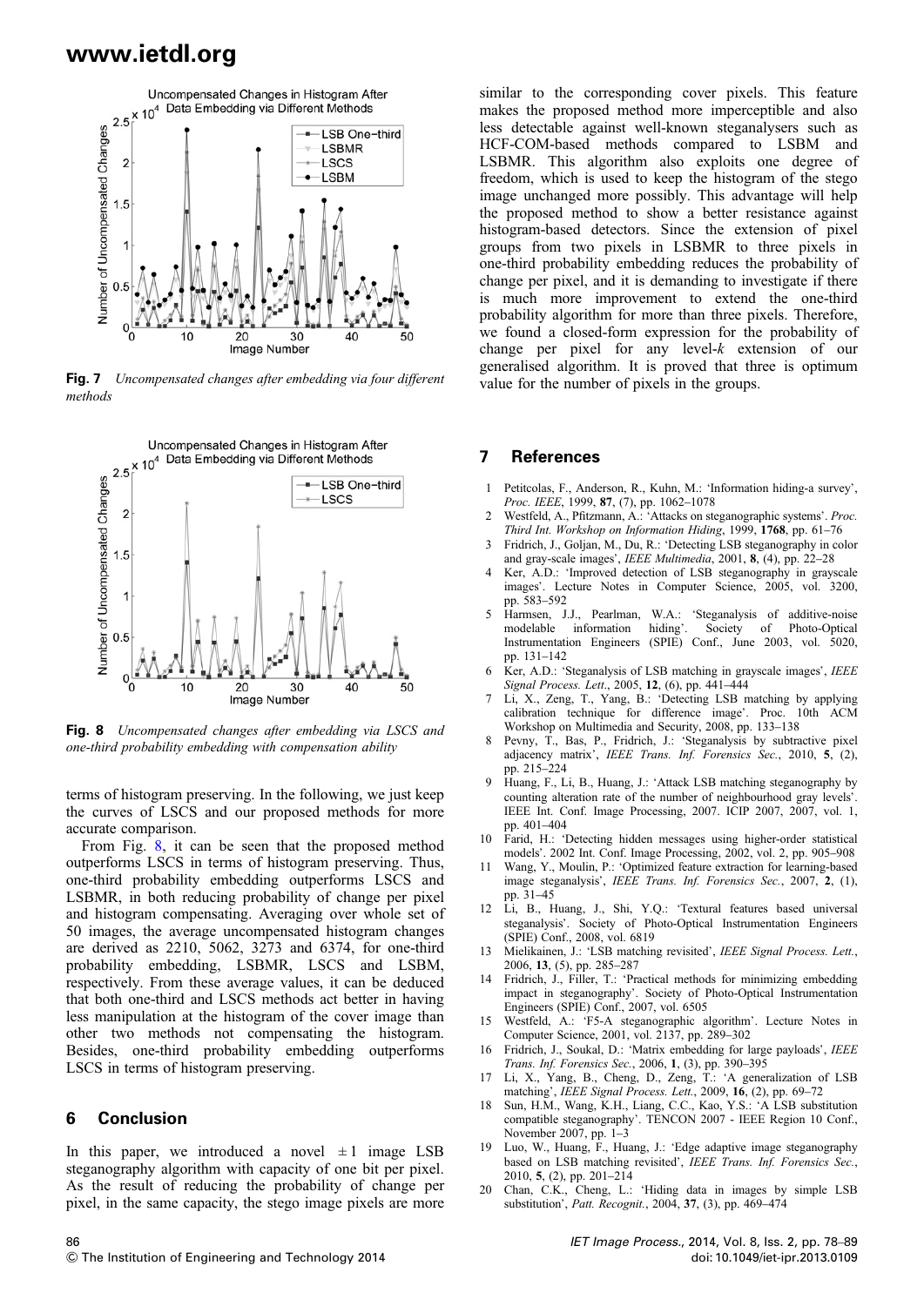Fig. 7 Uncompensated changes after embedding via four different methods

Fig. 8 Uncompensated changes after embedding via LSCS and one-third probability embedding with compensation ability

terms of histogram preserving. In the following, we just keep the curves of LSCS and our proposed methods for more accurate comparison.

From Fig. 8, it can be seen that the proposed method outperforms LSCS in terms of histogram preserving. Thus, one-third probability embedding outperforms LSCS and LSBMR, in both reducing probability of change per pixel and histogram compensating. Averaging over whole set of 50 images, the average uncompensated histogram changes are derived as 2210, 5062, 3273 and 6374, for one-third probability embedding, LSBMR, LSCS and LSBM, respectively. From these average values, it can be deduced that both one-third and LSCS methods act better in having less manipulation at the histogram of the cover image than other two methods not compensating the histogram. Besides, one-third probability embedding outperforms LSCS in terms of histogram preserving.

## 6 Conclusion

In this paper, we introduced a novel $\pm 1$ image LSB steganography algorithm with capacity of one bit per pixel. As the result of reducing the probability of change per pixel, in the same capacity, the stego image pixels are more similar to the corresponding cover pixels. This feature makes the proposed method more imperceptible and also less detectable against well-known steganalysers such as HCF-COM-based methods compared to LSBM and LSBMR. This algorithm also exploits one degree of freedom, which is used to keep the histogram of the stego image unchanged more possibly. This advantage will help the proposed method to show a better resistance against histogram-based detectors. Since the extension of pixel groups from two pixels in LSBMR to three pixels in one-third probability embedding reduces the probability of change per pixel, and it is demanding to investigate if there is much more improvement to extend the one-third probability algorithm for more than three pixels. Therefore, we found a closed-form expression for the probability of change per pixel for any level-$k$ extension of our generalised algorithm. It is proved that three is optimum value for the number of pixels in the groups.

## 7 References

1. Petitcolas, F., Anderson, R., Kuhn, M.: 'Information hiding-a survey', *Proc. IEEE*, 1999, **87**, (7), pp. 1062–1078
2. Westfeld, A., Pfitzmann, A.: 'Attacks on steganographic systems'. *Proc. Third Int. Workshop on Information Hiding*, 1999, **1768**, pp. 61–76
3. Fridrich, J., Goljan, M., Du, R.: 'Detecting LSB steganography in color and gray-scale images', *IEEE Multimedia*, 2001, **8**, (4), pp. 22–28
4. Ker, A.D.: 'Improved detection of LSB steganography in grayscale images'. Lecture Notes in Computer Science, 2005, vol. 3200, pp. 583–592
5. Harmsen, J.J., Pearlman, W.A.: 'Steganalysis of additive-noise modelable information hiding'. Society of Photo-Optical Instrumentation Engineers (SPIE) Conf., June 2003, vol. 5020, pp. 131–142
6. Ker, A.D.: 'Steganalysis of LSB matching in grayscale images', *IEEE Signal Process. Lett.*, 2005, **12**, (6), pp. 441–444
7. Li, X., Zeng, T., Yang, B.: 'Detecting LSB matching by applying calibration technique for difference image'. Proc. 10th ACM Workshop on Multimedia and Security, 2008, pp. 133–138
8. Pevny, T., Bas, P., Fridrich, J.: 'Steganalysis by subtractive pixel adjacency matrix', *IEEE Trans. Inf. Forensics Sec.*, 2010, **5**, (2), pp. 215–224
9. Huang, F., Li, B., Huang, J.: 'Attack LSB matching steganography by counting alteration rate of the number of neighbourhood gray levels'. IEEE Int. Conf. Image Processing, 2007. ICIP 2007, 2007, vol. 1, pp. 401–404
10. Farid, H.: 'Detecting hidden messages using higher-order statistical models'. 2002 Int. Conf. Image Processing, 2002, vol. 2, pp. 905–908
11. Wang, Y., Moulin, P.: 'Optimized feature extraction for learning-based image steganalysis', *IEEE Trans. Inf. Forensics Sec.*, 2007, **2**, (1), pp. 31–45
12. Li, B., Huang, J., Shi, Y.Q.: 'Textural features based universal steganalysis'. Society of Photo-Optical Instrumentation Engineers (SPIE) Conf., 2008, vol. 6819
13. Mielikainen, J.: 'LSB matching revisited', *IEEE Signal Process. Lett.*, 2006, **13**, (5), pp. 285–287
14. Fridrich, J., Filler, T.: 'Practical methods for minimizing embedding impact in steganography'. Society of Photo-Optical Instrumentation Engineers (SPIE) Conf., 2007, vol. 6505
15. Westfeld, A.: 'F5-A steganographic algorithm'. Lecture Notes in Computer Science, 2001, vol. 2137, pp. 289–302
16. Fridrich, J., Soukal, D.: 'Matrix embedding for large payloads', *IEEE Trans. Inf. Forensics Sec.*, 2006, **1**, (3), pp. 390–395
17. Li, X., Yang, B., Cheng, D., Zeng, T.: 'A generalization of LSB matching', *IEEE Signal Process. Lett.*, 2009, **16**, (2), pp. 69–72
18. Sun, H.M., Wang, K.H., Liang, C.C., Kao, Y.S.: 'A LSB substitution compatible steganography'. TENCON 2007 - IEEE Region 10 Conf., November 2007, pp. 1–3
19. Luo, W., Huang, F., Huang, J.: 'Edge adaptive image steganography based on LSB matching revisited', *IEEE Trans. Inf. Forensics Sec.*, 2010, **5**, (2), pp. 201–214
20. Chan, C.K., Cheng, L.: 'Hiding data in images by simple LSB substitution', *Patt. Recognit.*, 2004, **37**, (3), pp. 469–474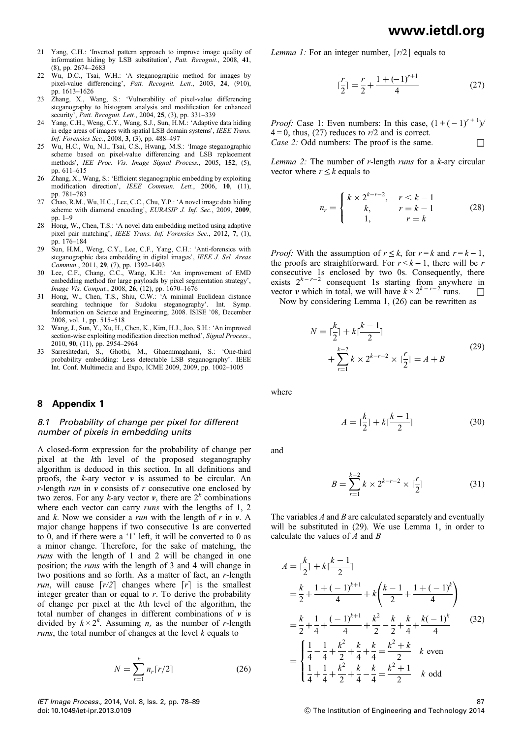21 Yang, C.H.: 'Inverted pattern approach to improve image quality of information hiding by LSB substitution', *Patt. Recognit.*, 2008, **41**, (8), pp. 2674–2683

22 Wu, D.C., Tsai, W.H.: 'A steganographic method for images by pixel-value differencing', *Patt. Recognit. Lett.*, 2003, **24**, (910), pp. 1613–1626

23 Zhang, X., Wang, S.: 'Vulnerability of pixel-value differencing steganography to histogram analysis and modification for enhanced security', *Patt. Recognit. Lett.*, 2004, **25**, (3), pp. 331–339

24 Yang, C.H., Weng, C.Y., Wang, S.J., Sun, H.M.: 'Adaptive data hiding in edge areas of images with spatial LSB domain systems', *IEEE Trans. Inf. Forensics Sec.*, 2008, **3**, (3), pp. 488–497

25 Wu, H.C., Wu, N.I., Tsai, C.S., Hwang, M.S.: 'Image steganographic scheme based on pixel-value differencing and LSB replacement methods', *IEE Proc. Vis. Image Signal Process.*, 2005, **152**, (5), pp. 611–615

26 Zhang, X., Wang, S.: 'Efficient steganographic embedding by exploiting modification direction', *IEEE Commun. Lett.*, 2006, **10**, (11), pp. 781–783

27 Chao, R.M., Wu, H.C., Lee, C.C., Chu, Y.P.: 'A novel image data hiding scheme with diamond encoding', *EURASIP J. Inf. Sec.*, 2009, **2009**, pp. 1–9

28 Hong, W., Chen, T.S.: 'A novel data embedding method using adaptive pixel pair matching', *IEEE Trans. Inf. Forensics Sec.*, 2012, **7**, (1), pp. 176–184

29 Sun, H.M., Weng, C.Y., Lee, C.F., Yang, C.H.: 'Anti-forensics with steganographic data embedding in digital images', *IEEE J. Sel. Areas Commun.*, 2011, **29**, (7), pp. 1392–1403

30 Lee, C.F., Chang, C.C., Wang, K.H.: 'An improvement of EMD embedding method for large payloads by pixel segmentation strategy', *Image Vis. Comput.*, 2008, **26**, (12), pp. 1670–1676

31 Hong, W., Chen, T.S., Shiu, C.W.: 'A minimal Euclidean distance searching technique for Sudoku steganography'. Int. Symp. Information on Science and Engineering, 2008. ISISE '08, December 2008, vol. 1, pp. 515–518

32 Wang, J., Sun, Y., Xu, H., Chen, K., Kim, H.J., Joo, S.H.: 'An improved section-wise exploiting modification direction method', *Signal Process.*, 2010, **90**, (11), pp. 2954–2964

33 Sarreshtedari, S., Ghotbi, M., Ghaemmaghami, S.: 'One-third probability embedding: Less detectable LSB steganography'. IEEE Int. Conf. Multimedia and Expo, ICME 2009, 2009, pp. 1002–1005

## 8 Appendix 1

### 8.1 Probability of change per pixel for different number of pixels in embedding units

A closed-form expression for the probability of change per pixel at the $k$th level of the proposed steganography algorithm is deduced in this section. In all definitions and proofs, the $k$-ary vector $\boldsymbol{v}$ is assumed to be circular. An $r$-length *run* in $\boldsymbol{v}$ consists of $r$ consecutive one enclosed by two zeros. For any $k$-ary vector $\boldsymbol{v}$, there are $2^k$ combinations where each vector can carry *runs* with the lengths of 1, 2 and $k$. Now we consider a *run* with the length of $r$ in $\boldsymbol{v}$. A major change happens if two consecutive 1s are converted to 0, and if there were a '1' left, it will be converted to 0 as a minor change. Therefore, for the sake of matching, the *runs* with the length of 1 and 2 will be changed in one position; the *runs* with the length of 3 and 4 will change in two positions and so forth. As a matter of fact, an $r$-length *run*, will cause $\lceil r/2 \rceil$ changes where $\lceil r \rceil$ is the smallest integer greater than or equal to $r$. To derive the probability of change per pixel at the $k$th level of the algorithm, the total number of changes in different combinations of $\boldsymbol{v}$ is divided by $k \times 2^k$. Assuming $n_r$ as the number of $r$-length *runs*, the total number of changes at the level $k$ equals to

$$N = \sum_{r=1}^{k} n_r \lceil r/2 \rceil \tag{26}$$

*Lemma 1:* For an integer number, $\lceil r/2 \rceil$ equals to

$$\lceil \frac{r}{2} \rceil = \frac{r}{2} + \frac{1 + (-1)^{r+1}}{4} \tag{27}$$

*Proof:* Case 1: Even numbers: In this case, $(1 + (-1)^{r+1})/4 = 0$, thus, (27) reduces to $r/2$ and is correct.
*Case 2:* Odd numbers: The proof is the same. □

*Lemma 2:* The number of $r$-length *runs* for a $k$-ary circular vector where $r \le k$ equals to

$$n_r = \begin{cases} k \times 2^{k-r-2}, & r < k-1 \\ k, & r = k-1 \\ 1, & r = k \end{cases} \tag{28}$$

*Proof:* With the assumption of $r \le k$, for $r = k$ and $r = k - 1$, the proofs are straightforward. For $r < k - 1$, there will be $r$ consecutive 1s enclosed by two 0s. Consequently, there exists $2^{k-r-2}$ consequent 1s starting from anywhere in vector $\boldsymbol{v}$ which in total, we will have $k \times 2^{k-r-2}$ runs. □

Now by considering Lemma 1, (26) can be rewritten as

$$N = \lceil \frac{k}{2} \rceil + k \lceil \frac{k-1}{2} \rceil + \sum_{r=1}^{k-2} k \times 2^{k-r-2} \times \lceil \frac{r}{2} \rceil = A + B \tag{29}$$

where

$$A = \lceil \frac{k}{2} \rceil + k \lceil \frac{k-1}{2} \rceil \tag{30}$$

and

$$B = \sum_{r=1}^{k-2} k \times 2^{k-r-2} \times \lceil \frac{r}{2} \rceil \tag{31}$$

The variables $A$ and $B$ are calculated separately and eventually will be substituted in (29). We use Lemma 1, in order to calculate the values of $A$ and $B$

$$\begin{aligned} A &= \lceil \frac{k}{2} \rceil + k \lceil \frac{k-1}{2} \rceil \\ &= \frac{k}{2} + \frac{1 + (-1)^{k+1}}{4} + k\left(\frac{k-1}{2} + \frac{1 + (-1)^{k}}{4}\right) \\ &= \frac{k}{2} + \frac{1}{4} + \frac{(-1)^{k+1}}{4} + \frac{k^2}{2} - \frac{k}{2} + \frac{k}{4} + \frac{k(-1)^k}{4} \\ &= \begin{cases} \frac{1}{4} - \frac{1}{4} + \frac{k^2}{2} + \frac{k}{4} + \frac{k}{4} = \frac{k^2 + k}{2} & k \text{ even} \\ \frac{1}{4} + \frac{1}{4} + \frac{k^2}{2} + \frac{k}{4} - \frac{k}{4} = \frac{k^2 + 1}{2} & k \text{ odd} \end{cases} \end{aligned} \tag{32}$$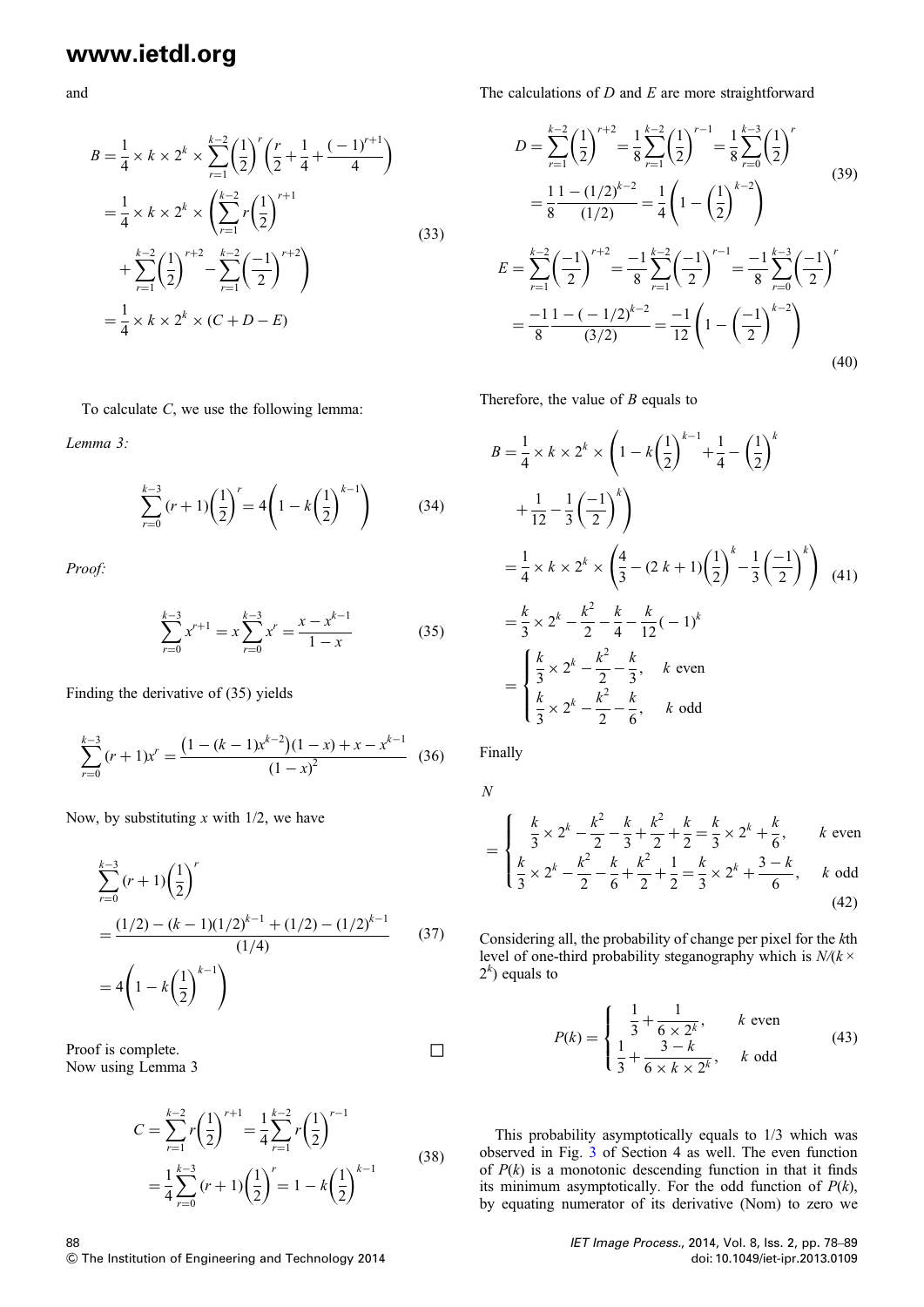and

$$B = \frac{1}{4} \times k \times 2^k \times \sum_{r=1}^{k-2} \left(\frac{1}{2}\right)^r \left(\frac{r}{2} + \frac{1}{4} + \frac{(-1)^{r+1}}{4}\right)$$
$$= \frac{1}{4} \times k \times 2^k \times \left( \sum_{r=1}^{k-2} r\left(\frac{1}{2}\right)^{r+1} + \sum_{r=1}^{k-2}\left(\frac{1}{2}\right)^{r+2} - \sum_{r=1}^{k-2}\left(\frac{-1}{2}\right)^{r+2} \right) \tag{33}$$
$$= \frac{1}{4} \times k \times 2^k \times (C + D - E)$$

To calculate $C$, we use the following lemma:

*Lemma 3:*

$$\sum_{r=0}^{k-3} (r+1)\left(\frac{1}{2}\right)^r = 4\left(1 - k\left(\frac{1}{2}\right)^{k-1}\right) \tag{34}$$

*Proof:*

$$\sum_{r=0}^{k-3} x^{r+1} = x\sum_{r=0}^{k-3} x^r = \frac{x - x^{k-1}}{1-x} \tag{35}$$

Finding the derivative of (35) yields

$$\sum_{r=0}^{k-3} (r+1)x^r = \frac{\left(1 - (k-1)x^{k-2}\right)(1-x) + x - x^{k-1}}{(1-x)^2} \tag{36}$$

Now, by substituting $x$ with 1/2, we have

$$\sum_{r=0}^{k-3} (r+1)\left(\frac{1}{2}\right)^r$$
$$= \frac{(1/2) - (k-1)(1/2)^{k-1} + (1/2) - (1/2)^{k-1}}{(1/4)} \tag{37}$$
$$= 4\left(1 - k\left(\frac{1}{2}\right)^{k-1}\right)$$

Proof is complete. □

Now using Lemma 3

$$C = \sum_{r=1}^{k-2} r\left(\frac{1}{2}\right)^{r+1} = \frac{1}{4}\sum_{r=1}^{k-2} r\left(\frac{1}{2}\right)^{r-1}$$
$$= \frac{1}{4}\sum_{r=0}^{k-3} (r+1)\left(\frac{1}{2}\right)^r = 1 - k\left(\frac{1}{2}\right)^{k-1} \tag{38}$$

The calculations of $D$ and $E$ are more straightforward

$$D = \sum_{r=1}^{k-2}\left(\frac{1}{2}\right)^{r+2} = \frac{1}{8}\sum_{r=1}^{k-2}\left(\frac{1}{2}\right)^{r-1} = \frac{1}{8}\sum_{r=0}^{k-3}\left(\frac{1}{2}\right)^r$$
$$= \frac{1}{8}\frac{1 - (1/2)^{k-2}}{(1/2)} = \frac{1}{4}\left(1 - \left(\frac{1}{2}\right)^{k-2}\right) \tag{39}$$

$$E = \sum_{r=1}^{k-2}\left(\frac{-1}{2}\right)^{r+2} = \frac{-1}{8}\sum_{r=1}^{k-2}\left(\frac{-1}{2}\right)^{r-1} = \frac{-1}{8}\sum_{r=0}^{k-3}\left(\frac{-1}{2}\right)^r$$
$$= \frac{-1}{8}\frac{1 - (-1/2)^{k-2}}{(3/2)} = \frac{-1}{12}\left(1 - \left(\frac{-1}{2}\right)^{k-2}\right) \tag{40}$$

Therefore, the value of $B$ equals to

$$B = \frac{1}{4} \times k \times 2^k \times \left(1 - k\left(\frac{1}{2}\right)^{k-1} + \frac{1}{4} - \left(\frac{1}{2}\right)^k + \frac{1}{12} - \frac{1}{3}\left(\frac{-1}{2}\right)^k\right)$$
$$= \frac{1}{4} \times k \times 2^k \times \left(\frac{4}{3} - (2k+1)\left(\frac{1}{2}\right)^k - \frac{1}{3}\left(\frac{-1}{2}\right)^k\right) \tag{41}$$
$$= \frac{k}{3} \times 2^k - \frac{k^2}{2} - \frac{k}{4} - \frac{k}{12}(-1)^k$$
$$= \begin{cases} \dfrac{k}{3} \times 2^k - \dfrac{k^2}{2} - \dfrac{k}{3}, & k \text{ even} \\ \dfrac{k}{3} \times 2^k - \dfrac{k^2}{2} - \dfrac{k}{6}, & k \text{ odd} \end{cases}$$

Finally

$$N = \begin{cases} \dfrac{k}{3} \times 2^k - \dfrac{k^2}{2} - \dfrac{k}{3} + \dfrac{k^2}{2} + \dfrac{k}{2} = \dfrac{k}{3} \times 2^k + \dfrac{k}{6}, & k \text{ even} \\ \dfrac{k}{3} \times 2^k - \dfrac{k^2}{2} - \dfrac{k}{6} + \dfrac{k^2}{2} + \dfrac{1}{2} = \dfrac{k}{3} \times 2^k + \dfrac{3-k}{6}, & k \text{ odd} \end{cases} \tag{42}$$

Considering all, the probability of change per pixel for the $k$th level of one-third probability steganography which is $N/(k \times 2^k)$ equals to

$$P(k) = \begin{cases} \dfrac{1}{3} + \dfrac{1}{6 \times 2^k}, & k \text{ even} \\ \dfrac{1}{3} + \dfrac{3-k}{6 \times k \times 2^k}, & k \text{ odd} \end{cases} \tag{43}$$

This probability asymptotically equals to 1/3 which was observed in Fig. 3 of Section 4 as well. The even function of $P(k)$ is a monotonic descending function in that it finds its minimum asymptotically. For the odd function of $P(k)$, by equating numerator of its derivative (Nom) to zero we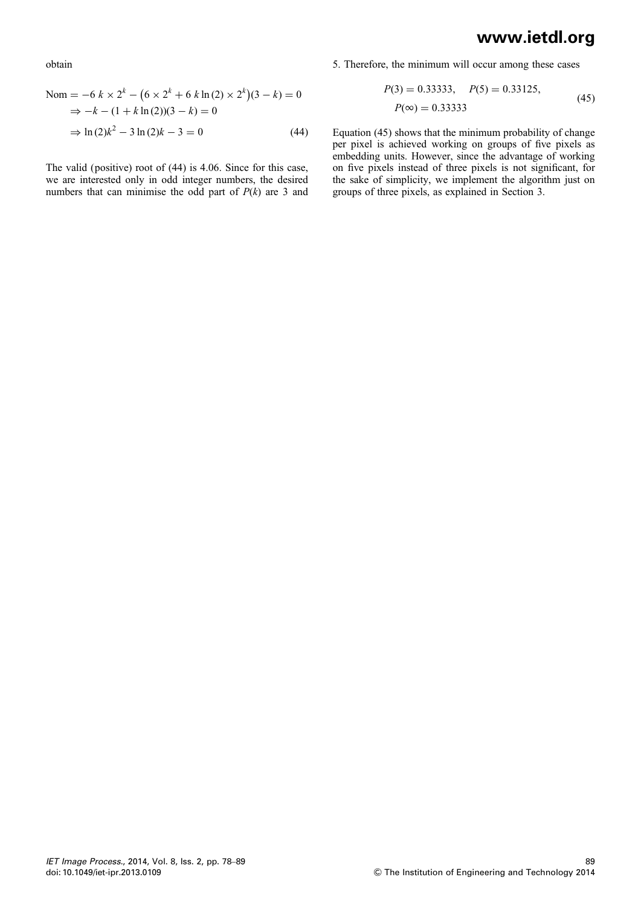obtain

$$\begin{aligned}
\text{Nom} &= -6\,k \times 2^k - \left(6 \times 2^k + 6\,k \ln(2) \times 2^k\right)(3-k) = 0 \\
&\Rightarrow -k - (1 + k\ln(2))(3-k) = 0 \\
&\Rightarrow \ln(2)k^2 - 3\ln(2)k - 3 = 0
\end{aligned} \tag{44}$$

The valid (positive) root of (44) is 4.06. Since for this case, we are interested only in odd integer numbers, the desired numbers that can minimise the odd part of $P(k)$ are 3 and 5. Therefore, the minimum will occur among these cases

$$P(3) = 0.33333, \quad P(5) = 0.33125, \quad P(\infty) = 0.33333 \tag{45}$$

Equation (45) shows that the minimum probability of change per pixel is achieved working on groups of five pixels as embedding units. However, since the advantage of working on five pixels instead of three pixels is not significant, for the sake of simplicity, we implement the algorithm just on groups of three pixels, as explained in Section 3.